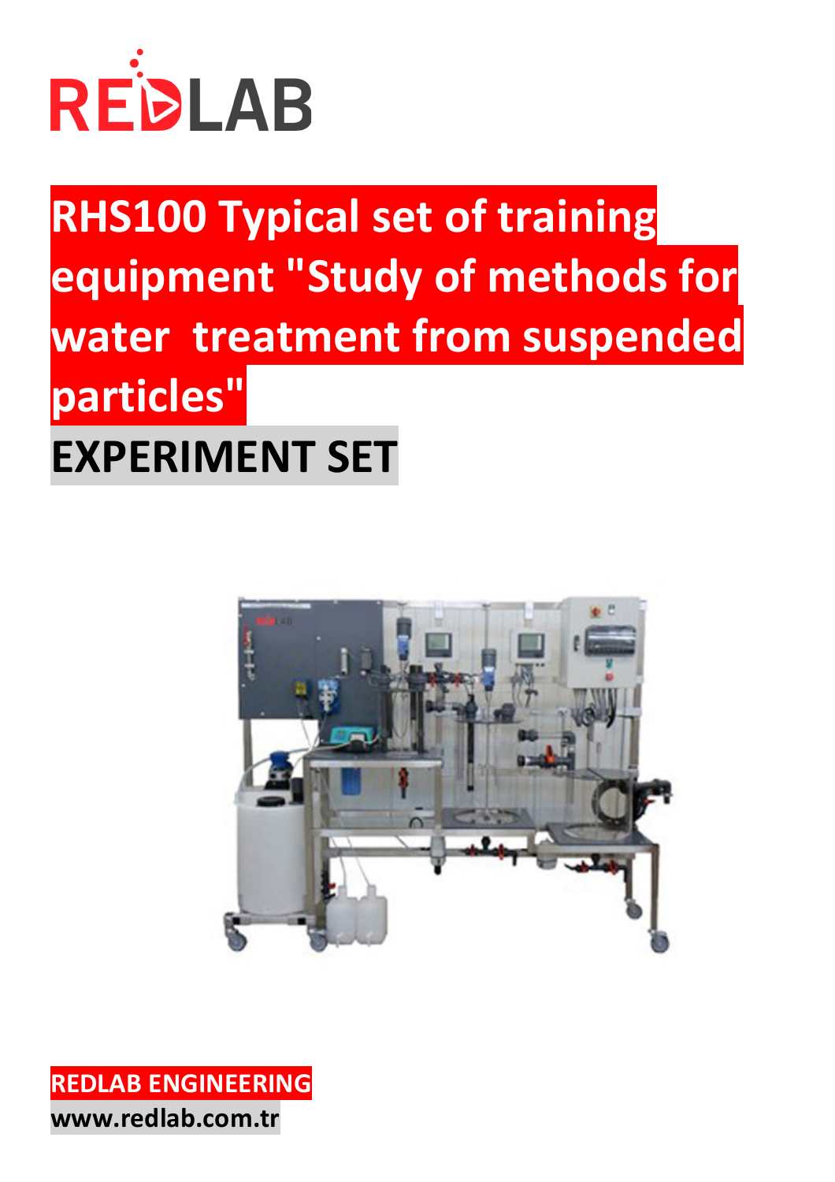REDLAB

# RHS100 Typical set of training equipment "Study of methods for water treatment from suspended particles"

## EXPERIMENT SET

**REDLAB ENGINEERING**

**www.redlab.com.tr**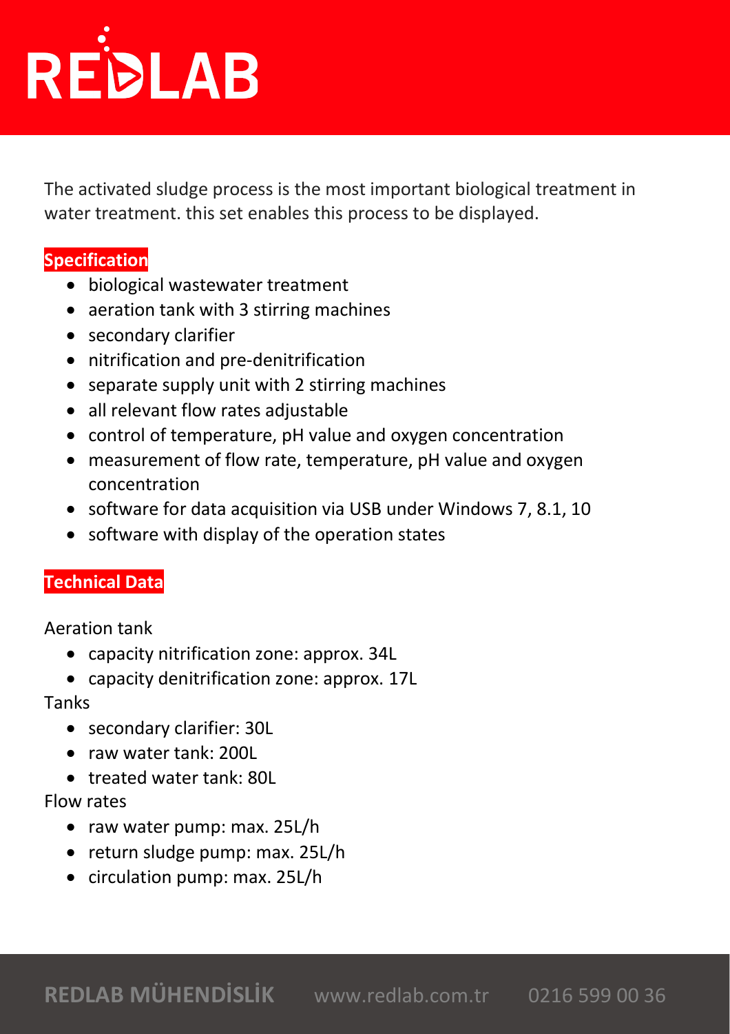The activated sludge process is the most important biological treatment in water treatment. this set enables this process to be displayed.

## Specification

- biological wastewater treatment
- aeration tank with 3 stirring machines
- secondary clarifier
- nitrification and pre-denitrification
- separate supply unit with 2 stirring machines
- all relevant flow rates adjustable
- control of temperature, pH value and oxygen concentration
- measurement of flow rate, temperature, pH value and oxygen concentration
- software for data acquisition via USB under Windows 7, 8.1, 10
- software with display of the operation states

## Technical Data

Aeration tank

- capacity nitrification zone: approx. 34L
- capacity denitrification zone: approx. 17L

Tanks

- secondary clarifier: 30L
- raw water tank: 200L
- treated water tank: 80L

Flow rates

- raw water pump: max. 25L/h
- return sludge pump: max. 25L/h
- circulation pump: max. 25L/h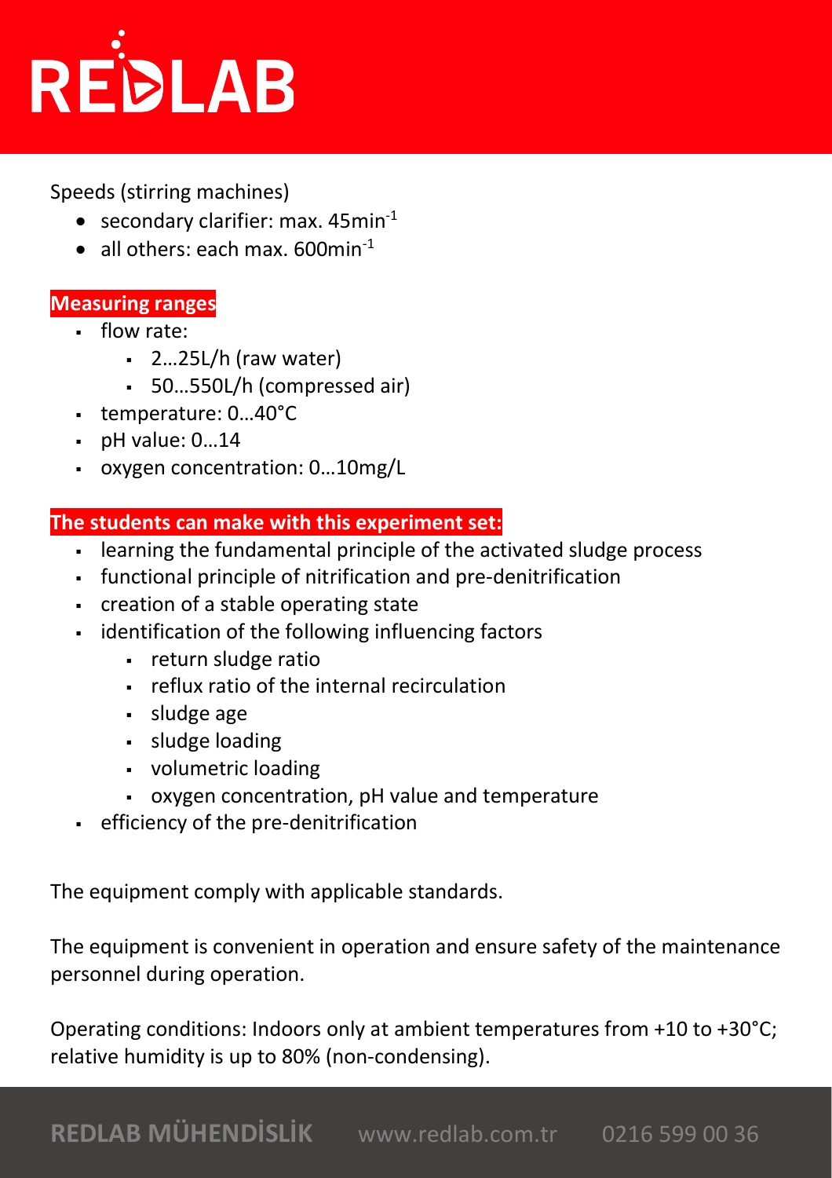Speeds (stirring machines)

- secondary clarifier: max. 45min$^{-1}$
- all others: each max. 600min$^{-1}$

**Measuring ranges**

- flow rate:
  - 2…25L/h (raw water)
  - 50…550L/h (compressed air)
- temperature: 0…40°C
- pH value: 0…14
- oxygen concentration: 0…10mg/L

**The students can make with this experiment set:**

- learning the fundamental principle of the activated sludge process
- functional principle of nitrification and pre-denitrification
- creation of a stable operating state
- identification of the following influencing factors
  - return sludge ratio
  - reflux ratio of the internal recirculation
  - sludge age
  - sludge loading
  - volumetric loading
  - oxygen concentration, pH value and temperature
- efficiency of the pre-denitrification

The equipment comply with applicable standards.

The equipment is convenient in operation and ensure safety of the maintenance personnel during operation.

Operating conditions: Indoors only at ambient temperatures from +10 to +30°C; relative humidity is up to 80% (non-condensing).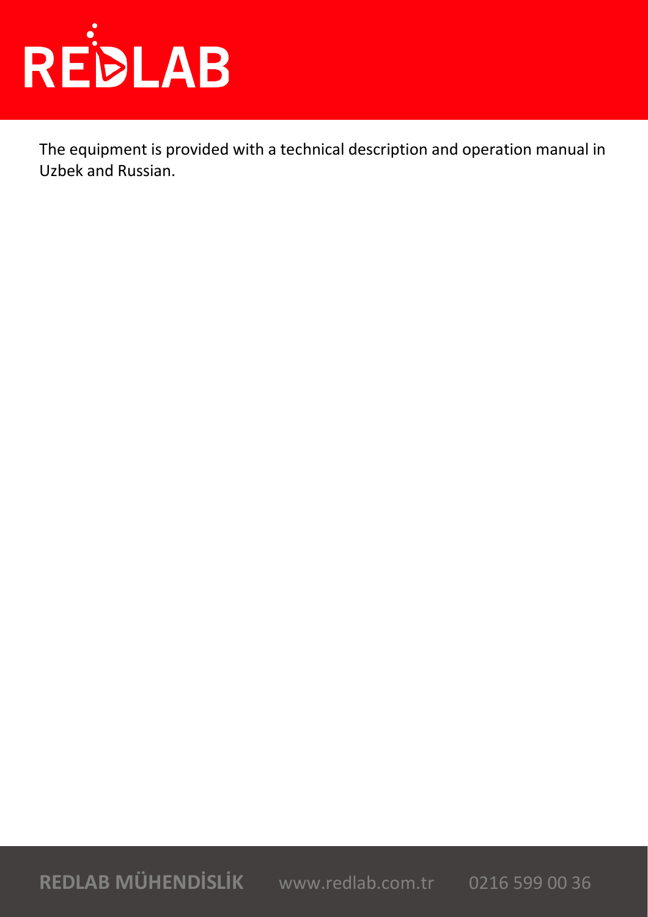The equipment is provided with a technical description and operation manual in Uzbek and Russian.